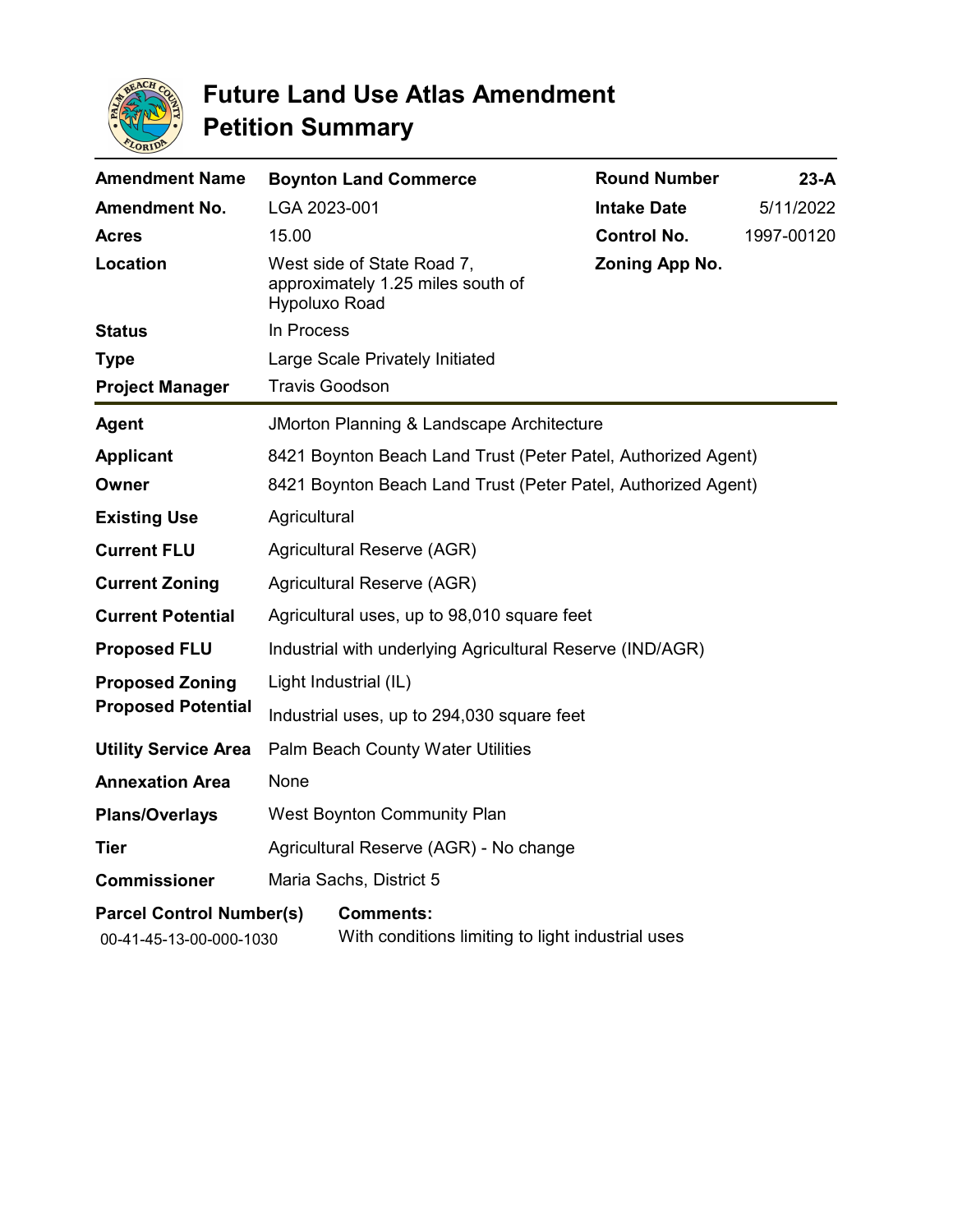# Future Land Use Atlas Amendment Petition Summary

| | | | |
|---|---|---|---|
| **Amendment Name** | **Boynton Land Commerce** | **Round Number** | **23-A** |
| **Amendment No.** | LGA 2023-001 | **Intake Date** | 5/11/2022 |
| **Acres** | 15.00 | **Control No.** | 1997-00120 |
| **Location** | West side of State Road 7, approximately 1.25 miles south of Hypoluxo Road | **Zoning App No.** | |
| **Status** | In Process | | |
| **Type** | Large Scale Privately Initiated | | |
| **Project Manager** | Travis Goodson | | |

| | |
|---|---|
| **Agent** | JMorton Planning & Landscape Architecture |
| **Applicant** | 8421 Boynton Beach Land Trust (Peter Patel, Authorized Agent) |
| **Owner** | 8421 Boynton Beach Land Trust (Peter Patel, Authorized Agent) |
| **Existing Use** | Agricultural |
| **Current FLU** | Agricultural Reserve (AGR) |
| **Current Zoning** | Agricultural Reserve (AGR) |
| **Current Potential** | Agricultural uses, up to 98,010 square feet |
| **Proposed FLU** | Industrial with underlying Agricultural Reserve (IND/AGR) |
| **Proposed Zoning** | Light Industrial (IL) |
| **Proposed Potential** | Industrial uses, up to 294,030 square feet |
| **Utility Service Area** | Palm Beach County Water Utilities |
| **Annexation Area** | None |
| **Plans/Overlays** | West Boynton Community Plan |
| **Tier** | Agricultural Reserve (AGR) - No change |
| **Commissioner** | Maria Sachs, District 5 |

| **Parcel Control Number(s)** | **Comments:** |
|---|---|
| 00-41-45-13-00-000-1030 | With conditions limiting to light industrial uses |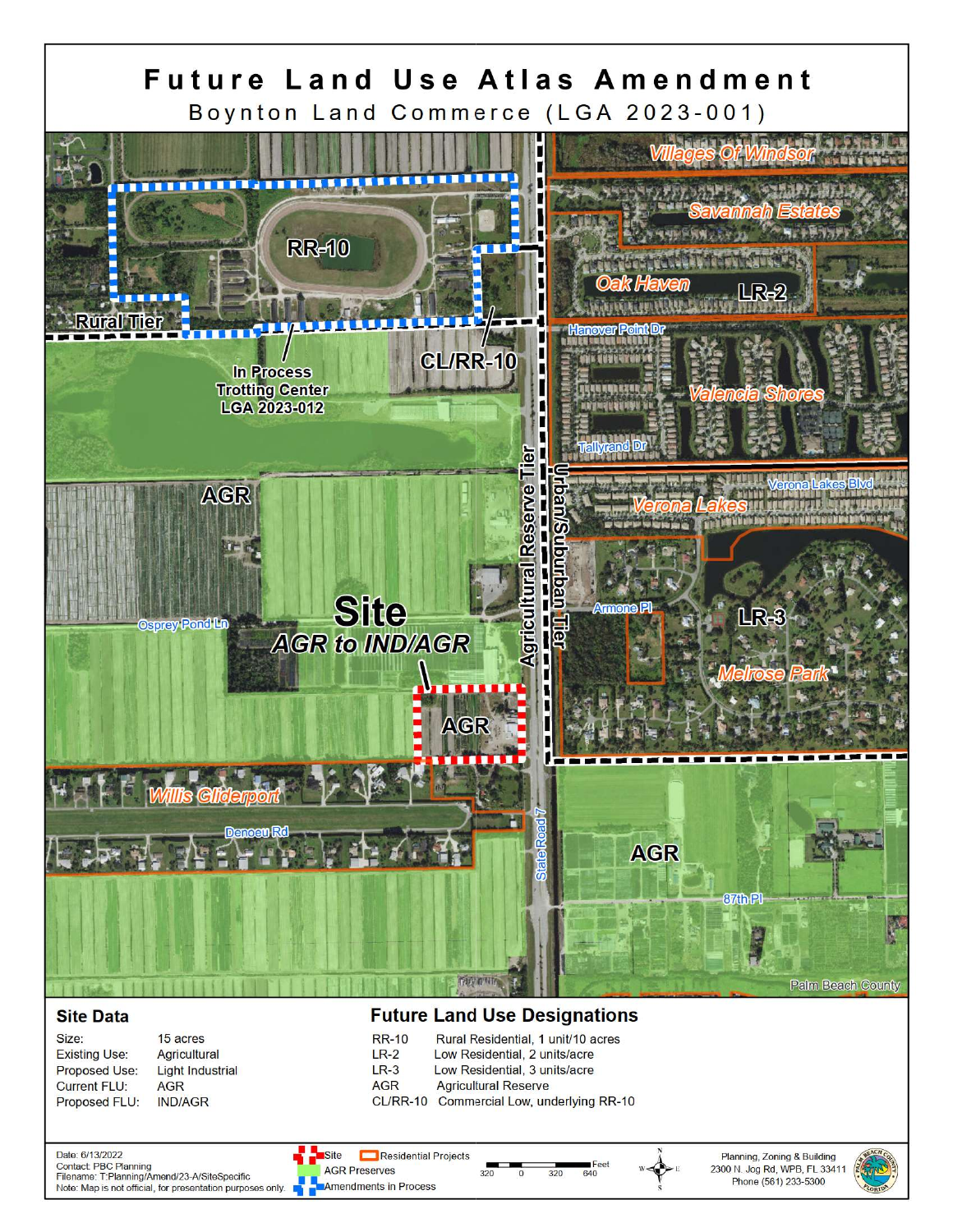# Future Land Use Atlas Amendment

## Boynton Land Commerce (LGA 2023-001)

RR-10

Rural Tier

In Process Trotting Center LGA 2023-012

CL/RR-10

AGR

Site

AGR to IND/AGR

AGR

Osprey Pond Ln

Willis Gliderport

Denoeu Rd

Agricultural Reserve Tier

Urban/Suburban Tier

State Road 7

Villages Of Windsor

Savannah Estates

Oak Haven

LR-2

Hanover Point Dr

Valencia Shores

Tallyrand Dr

Verona Lakes Blvd

Verona Lakes

Armone Pl

LR-3

Melrose Park

AGR

87th Pl

Palm Beach County

### Site Data

| | |
|---|---|
| Size: | 15 acres |
| Existing Use: | Agricultural |
| Proposed Use: | Light Industrial |
| Current FLU: | AGR |
| Proposed FLU: | IND/AGR |

### Future Land Use Designations

| | |
|---|---|
| RR-10 | Rural Residential, 1 unit/10 acres |
| LR-2 | Low Residential, 2 units/acre |
| LR-3 | Low Residential, 3 units/acre |
| AGR | Agricultural Reserve |
| CL/RR-10 | Commercial Low, underlying RR-10 |

Date: 6/13/2022
Contact: PBC Planning
Filename: T:Planning/Amend/23-A/SiteSpecific
Note: Map is not official, for presentation purposes only.

Site
Residential Projects
AGR Preserves
Amendments in Process

320 0 320 640 Feet

Planning, Zoning & Building
2300 N. Jog Rd, WPB, FL 33411
Phone (561) 233-5300